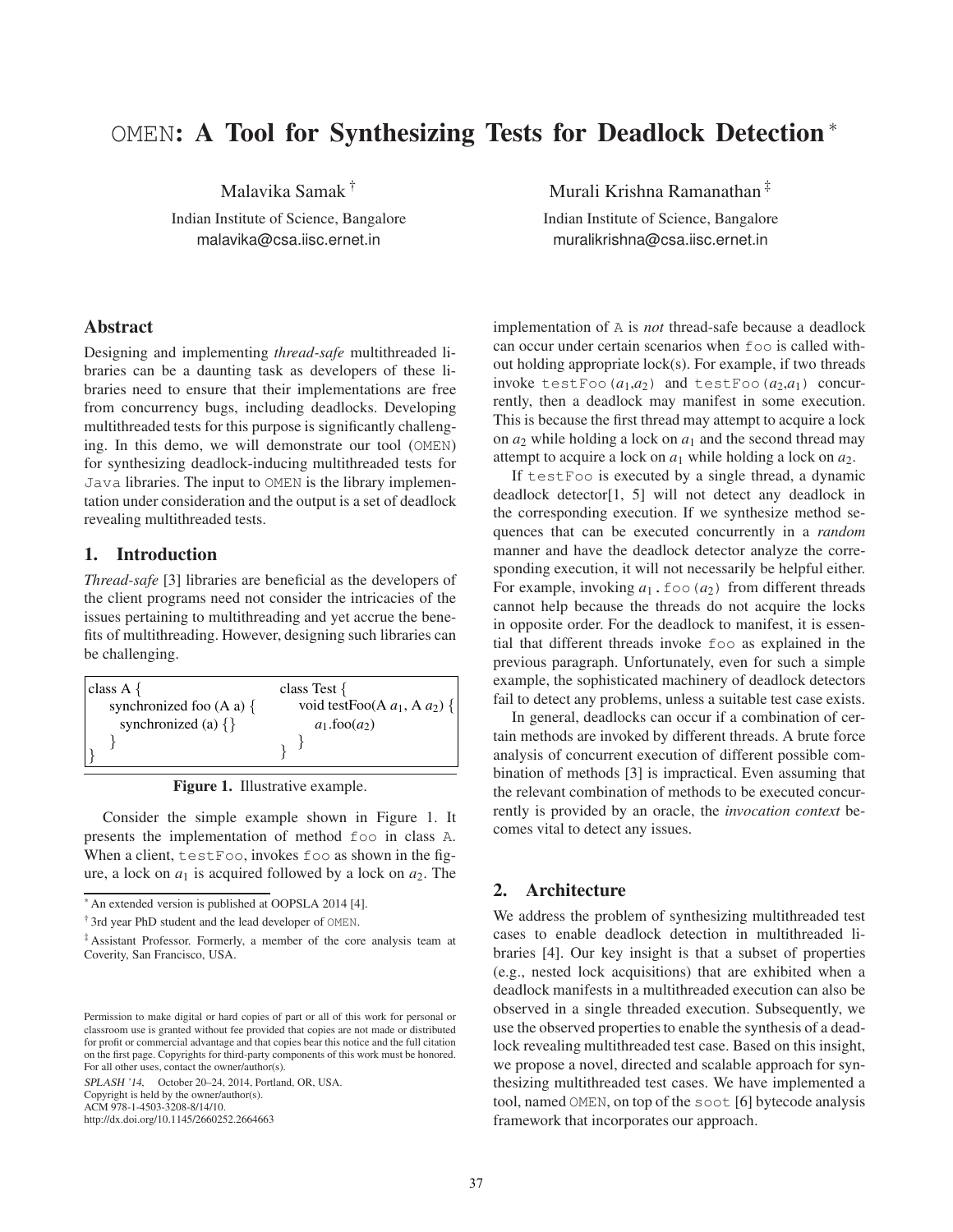# `OMEN`: A Tool for Synthesizing Tests for Deadlock Detection *

Malavika Samak †
Indian Institute of Science, Bangalore
malavika@csa.iisc.ernet.in

Murali Krishna Ramanathan ‡
Indian Institute of Science, Bangalore
muralikrishna@csa.iisc.ernet.in

## Abstract

Designing and implementing *thread-safe* multithreaded libraries can be a daunting task as developers of these libraries need to ensure that their implementations are free from concurrency bugs, including deadlocks. Developing multithreaded tests for this purpose is significantly challenging. In this demo, we will demonstrate our tool (`OMEN`) for synthesizing deadlock-inducing multithreaded tests for `Java` libraries. The input to `OMEN` is the library implementation under consideration and the output is a set of deadlock revealing multithreaded tests.

## 1. Introduction

*Thread-safe* [3] libraries are beneficial as the developers of the client programs need not consider the intricacies of the issues pertaining to multithreading and yet accrue the benefits of multithreading. However, designing such libraries can be challenging.

```
class A {                          class Test {
  synchronized foo (A a) {           void testFoo(A a1, A a2) {
    synchronized (a) {}                a1.foo(a2)
  }                                  }
}                                  }
```

**Figure 1.** Illustrative example.

Consider the simple example shown in Figure 1. It presents the implementation of method `foo` in class `A`. When a client, `testFoo`, invokes `foo` as shown in the figure, a lock on $a_1$ is acquired followed by a lock on $a_2$. The implementation of `A` is *not* thread-safe because a deadlock can occur under certain scenarios when `foo` is called without holding appropriate lock(s). For example, if two threads invoke `testFoo`($a_1$,$a_2$) and `testFoo`($a_2$,$a_1$) concurrently, then a deadlock may manifest in some execution. This is because the first thread may attempt to acquire a lock on $a_2$ while holding a lock on $a_1$ and the second thread may attempt to acquire a lock on $a_1$ while holding a lock on $a_2$.

If `testFoo` is executed by a single thread, a dynamic deadlock detector[1, 5] will not detect any deadlock in the corresponding execution. If we synthesize method sequences that can be executed concurrently in a *random* manner and have the deadlock detector analyze the corresponding execution, it will not necessarily be helpful either. For example, invoking $a_1$`.foo`($a_2$) from different threads cannot help because the threads do not acquire the locks in opposite order. For the deadlock to manifest, it is essential that different threads invoke `foo` as explained in the previous paragraph. Unfortunately, even for such a simple example, the sophisticated machinery of deadlock detectors fail to detect any problems, unless a suitable test case exists.

In general, deadlocks can occur if a combination of certain methods are invoked by different threads. A brute force analysis of concurrent execution of different possible combination of methods [3] is impractical. Even assuming that the relevant combination of methods to be executed concurrently is provided by an oracle, the *invocation context* becomes vital to detect any issues.

## 2. Architecture

We address the problem of synthesizing multithreaded test cases to enable deadlock detection in multithreaded libraries [4]. Our key insight is that a subset of properties (e.g., nested lock acquisitions) that are exhibited when a deadlock manifests in a multithreaded execution can also be observed in a single threaded execution. Subsequently, we use the observed properties to enable the synthesis of a deadlock revealing multithreaded test case. Based on this insight, we propose a novel, directed and scalable approach for synthesizing multithreaded test cases. We have implemented a tool, named `OMEN`, on top of the `soot` [6] bytecode analysis framework that incorporates our approach.

---

* An extended version is published at OOPSLA 2014 [4].

† 3rd year PhD student and the lead developer of `OMEN`.

‡ Assistant Professor. Formerly, a member of the core analysis team at Coverity, San Francisco, USA.

Permission to make digital or hard copies of part or all of this work for personal or classroom use is granted without fee provided that copies are not made or distributed for profit or commercial advantage and that copies bear this notice and the full citation on the first page. Copyrights for third-party components of this work must be honored. For all other uses, contact the owner/author(s).
*SPLASH '14*, October 20–24, 2014, Portland, OR, USA.
Copyright is held by the owner/author(s).
ACM 978-1-4503-3208-8/14/10.
http://dx.doi.org/10.1145/2660252.2664663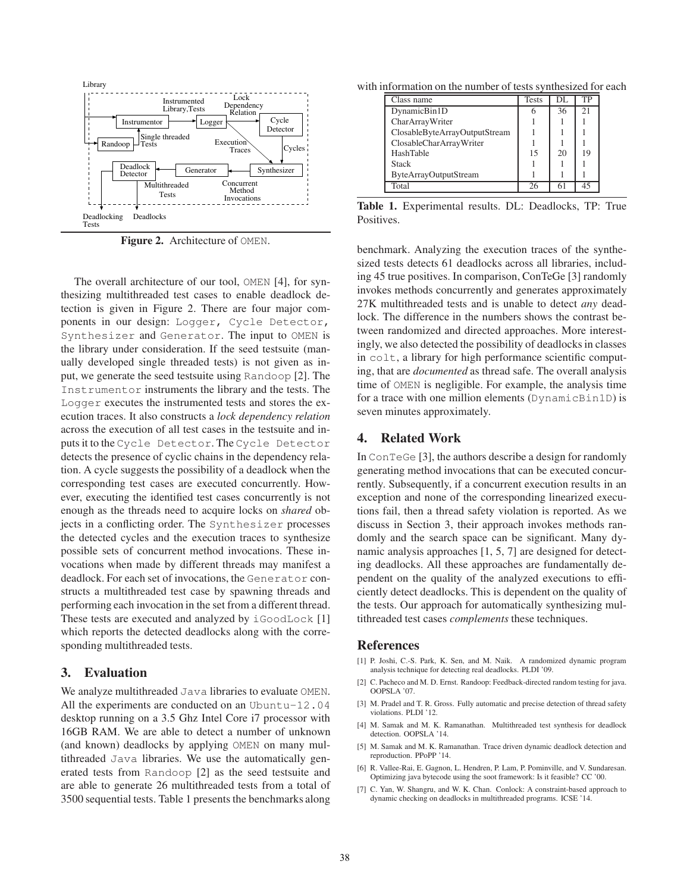Library

Instrumented Library,Tests

Lock Dependency Relation

Instrumentor

Logger

Cycle Detector

Randoop

Single threaded Tests

Execution Traces

Cycles

Deadlock Detector

Generator

Synthesizer

Multithreaded Tests

Concurrent Method Invocations

Deadlocking Tests

Deadlocks

**Figure 2.** Architecture of OMEN.

The overall architecture of our tool, OMEN [4], for synthesizing multithreaded test cases to enable deadlock detection is given in Figure 2. There are four major components in our design: Logger, Cycle Detector, Synthesizer and Generator. The input to OMEN is the library under consideration. If the seed testsuite (manually developed single threaded tests) is not given as input, we generate the seed testsuite using Randoop [2]. The Instrumentor instruments the library and the tests. The Logger executes the instrumented tests and stores the execution traces. It also constructs a *lock dependency relation* across the execution of all test cases in the testsuite and inputs it to the Cycle Detector. The Cycle Detector detects the presence of cyclic chains in the dependency relation. A cycle suggests the possibility of a deadlock when the corresponding test cases are executed concurrently. However, executing the identified test cases concurrently is not enough as the threads need to acquire locks on *shared* objects in a conflicting order. The Synthesizer processes the detected cycles and the execution traces to synthesize possible sets of concurrent method invocations. These invocations when made by different threads may manifest a deadlock. For each set of invocations, the Generator constructs a multithreaded test case by spawning threads and performing each invocation in the set from a different thread. These tests are executed and analyzed by iGoodLock [1] which reports the detected deadlocks along with the corresponding multithreaded tests.

## 3. Evaluation

We analyze multithreaded Java libraries to evaluate OMEN. All the experiments are conducted on an Ubuntu-12.04 desktop running on a 3.5 Ghz Intel Core i7 processor with 16GB RAM. We are able to detect a number of unknown (and known) deadlocks by applying OMEN on many multithreaded Java libraries. We use the automatically generated tests from Randoop [2] as the seed testsuite and are able to generate 26 multithreaded tests from a total of 3500 sequential tests. Table 1 presents the benchmarks along with information on the number of tests synthesized for each

| Class name | Tests | DL | TP |
|---|---|---|---|
| DynamicBin1D | 6 | 36 | 21 |
| CharArrayWriter | 1 | 1 | 1 |
| ClosableByteArrayOutputStream | 1 | 1 | 1 |
| ClosableCharArrayWriter | 1 | 1 | 1 |
| HashTable | 15 | 20 | 19 |
| Stack | 1 | 1 | 1 |
| ByteArrayOutputStream | 1 | 1 | 1 |
| Total | 26 | 61 | 45 |

**Table 1.** Experimental results. DL: Deadlocks, TP: True Positives.

benchmark. Analyzing the execution traces of the synthesized tests detects 61 deadlocks across all libraries, including 45 true positives. In comparison, ConTeGe [3] randomly invokes methods concurrently and generates approximately 27K multithreaded tests and is unable to detect *any* deadlock. The difference in the numbers shows the contrast between randomized and directed approaches. More interestingly, we also detected the possibility of deadlocks in classes in colt, a library for high performance scientific computing, that are *documented* as thread safe. The overall analysis time of OMEN is negligible. For example, the analysis time for a trace with one million elements (DynamicBin1D) is seven minutes approximately.

## 4. Related Work

In ConTeGe [3], the authors describe a design for randomly generating method invocations that can be executed concurrently. Subsequently, if a concurrent execution results in an exception and none of the corresponding linearized executions fail, then a thread safety violation is reported. As we discuss in Section 3, their approach invokes methods randomly and the search space can be significant. Many dynamic analysis approaches [1, 5, 7] are designed for detecting deadlocks. All these approaches are fundamentally dependent on the quality of the analyzed executions to efficiently detect deadlocks. This is dependent on the quality of the tests. Our approach for automatically synthesizing multithreaded test cases *complements* these techniques.

## References

[1] P. Joshi, C.-S. Park, K. Sen, and M. Naik. A randomized dynamic program analysis technique for detecting real deadlocks. PLDI '09.

[2] C. Pacheco and M. D. Ernst. Randoop: Feedback-directed random testing for java. OOPSLA '07.

[3] M. Pradel and T. R. Gross. Fully automatic and precise detection of thread safety violations. PLDI '12.

[4] M. Samak and M. K. Ramanathan. Multithreaded test synthesis for deadlock detection. OOPSLA '14.

[5] M. Samak and M. K. Ramanathan. Trace driven dynamic deadlock detection and reproduction. PPoPP '14.

[6] R. Vallee-Rai, E. Gagnon, L. Hendren, P. Lam, P. Pominville, and V. Sundaresan. Optimizing java bytecode using the soot framework: Is it feasible? CC '00.

[7] C. Yan, W. Shangru, and W. K. Chan. Conlock: A constraint-based approach to dynamic checking on deadlocks in multithreaded programs. ICSE '14.